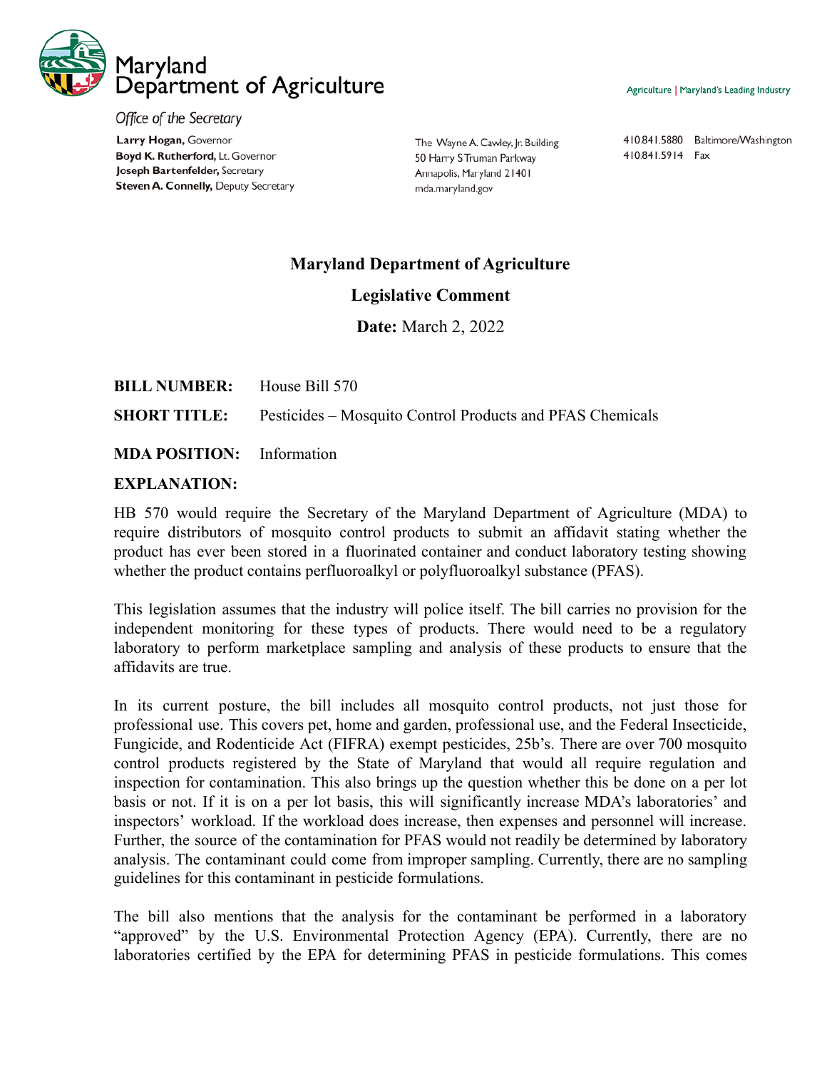Maryland Department of Agriculture

*Office of the Secretary*

**Larry Hogan,** Governor
**Boyd K. Rutherford,** Lt. Governor
**Joseph Bartenfelder,** Secretary
**Steven A. Connelly,** Deputy Secretary

The Wayne A. Cawley, Jr. Building
50 Harry S Truman Parkway
Annapolis, Maryland 21401
mda.maryland.gov

410.841.5880 Baltimore/Washington
410.841.5914 Fax

Agriculture | Maryland's Leading Industry

# Maryland Department of Agriculture

## Legislative Comment

**Date:** March 2, 2022

**BILL NUMBER:** House Bill 570

**SHORT TITLE:** Pesticides – Mosquito Control Products and PFAS Chemicals

**MDA POSITION:** Information

**EXPLANATION:**

HB 570 would require the Secretary of the Maryland Department of Agriculture (MDA) to require distributors of mosquito control products to submit an affidavit stating whether the product has ever been stored in a fluorinated container and conduct laboratory testing showing whether the product contains perfluoroalkyl or polyfluoroalkyl substance (PFAS).

This legislation assumes that the industry will police itself. The bill carries no provision for the independent monitoring for these types of products. There would need to be a regulatory laboratory to perform marketplace sampling and analysis of these products to ensure that the affidavits are true.

In its current posture, the bill includes all mosquito control products, not just those for professional use. This covers pet, home and garden, professional use, and the Federal Insecticide, Fungicide, and Rodenticide Act (FIFRA) exempt pesticides, 25b's. There are over 700 mosquito control products registered by the State of Maryland that would all require regulation and inspection for contamination. This also brings up the question whether this be done on a per lot basis or not. If it is on a per lot basis, this will significantly increase MDA's laboratories' and inspectors' workload. If the workload does increase, then expenses and personnel will increase. Further, the source of the contamination for PFAS would not readily be determined by laboratory analysis. The contaminant could come from improper sampling. Currently, there are no sampling guidelines for this contaminant in pesticide formulations.

The bill also mentions that the analysis for the contaminant be performed in a laboratory "approved" by the U.S. Environmental Protection Agency (EPA). Currently, there are no laboratories certified by the EPA for determining PFAS in pesticide formulations. This comes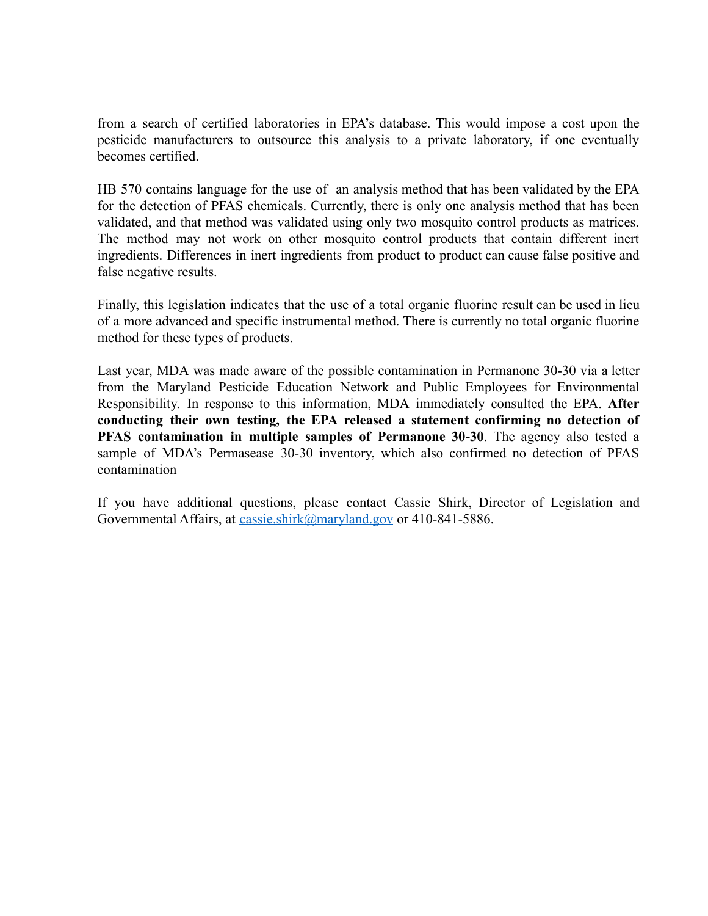from a search of certified laboratories in EPA's database. This would impose a cost upon the pesticide manufacturers to outsource this analysis to a private laboratory, if one eventually becomes certified.

HB 570 contains language for the use of an analysis method that has been validated by the EPA for the detection of PFAS chemicals. Currently, there is only one analysis method that has been validated, and that method was validated using only two mosquito control products as matrices. The method may not work on other mosquito control products that contain different inert ingredients. Differences in inert ingredients from product to product can cause false positive and false negative results.

Finally, this legislation indicates that the use of a total organic fluorine result can be used in lieu of a more advanced and specific instrumental method. There is currently no total organic fluorine method for these types of products.

Last year, MDA was made aware of the possible contamination in Permanone 30-30 via a letter from the Maryland Pesticide Education Network and Public Employees for Environmental Responsibility. In response to this information, MDA immediately consulted the EPA. **After conducting their own testing, the EPA released a statement confirming no detection of PFAS contamination in multiple samples of Permanone 30-30**. The agency also tested a sample of MDA's Permasease 30-30 inventory, which also confirmed no detection of PFAS contamination

If you have additional questions, please contact Cassie Shirk, Director of Legislation and Governmental Affairs, at [cassie.shirk@maryland.gov](mailto:cassie.shirk@maryland.gov) or 410-841-5886.